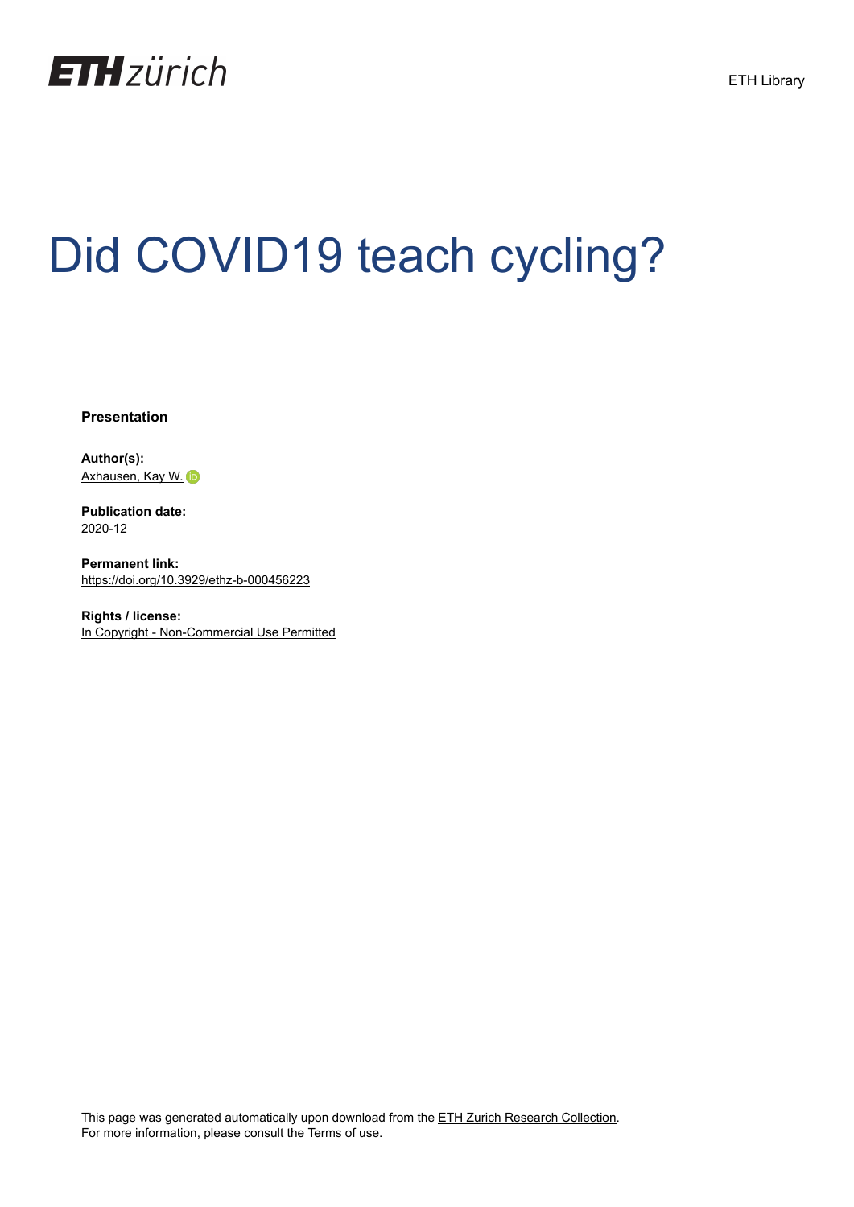ETH zürich

ETH Library

# Did COVID19 teach cycling?

**Presentation**

**Author(s):**
Axhausen, Kay W.

**Publication date:**
2020-12

**Permanent link:**
https://doi.org/10.3929/ethz-b-000456223

**Rights / license:**
In Copyright - Non-Commercial Use Permitted

This page was generated automatically upon download from the ETH Zurich Research Collection.
For more information, please consult the Terms of use.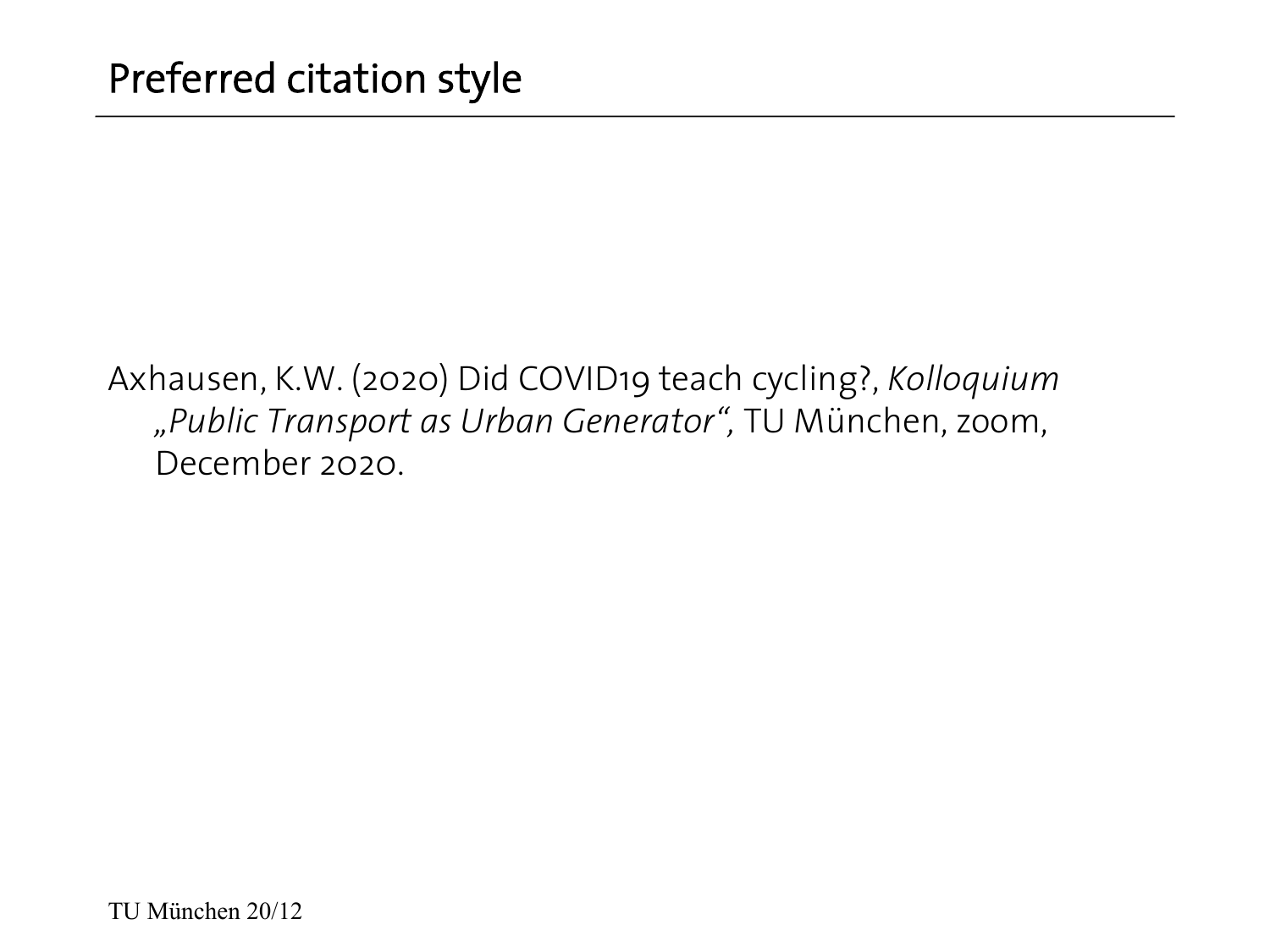# Preferred citation style

Axhausen, K.W. (2020) Did COVID19 teach cycling?, *Kolloquium „Public Transport as Urban Generator“*, TU München, zoom, December 2020.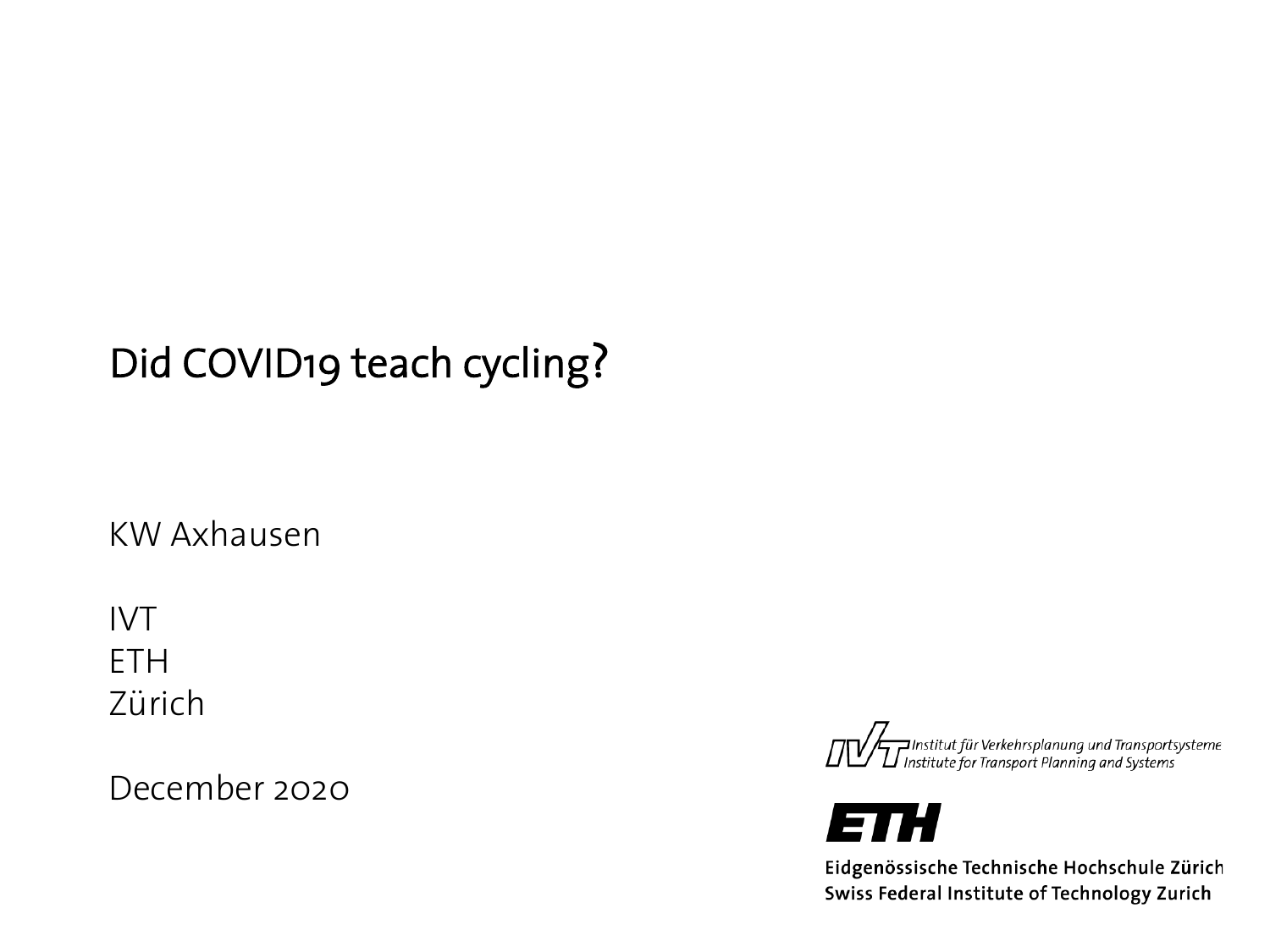# Did COVID19 teach cycling?

KW Axhausen

IVT
ETH
Zürich

December 2020

Institut für Verkehrsplanung und Transportsysteme
Institute for Transport Planning and Systems

ETH

Eidgenössische Technische Hochschule Zürich
Swiss Federal Institute of Technology Zurich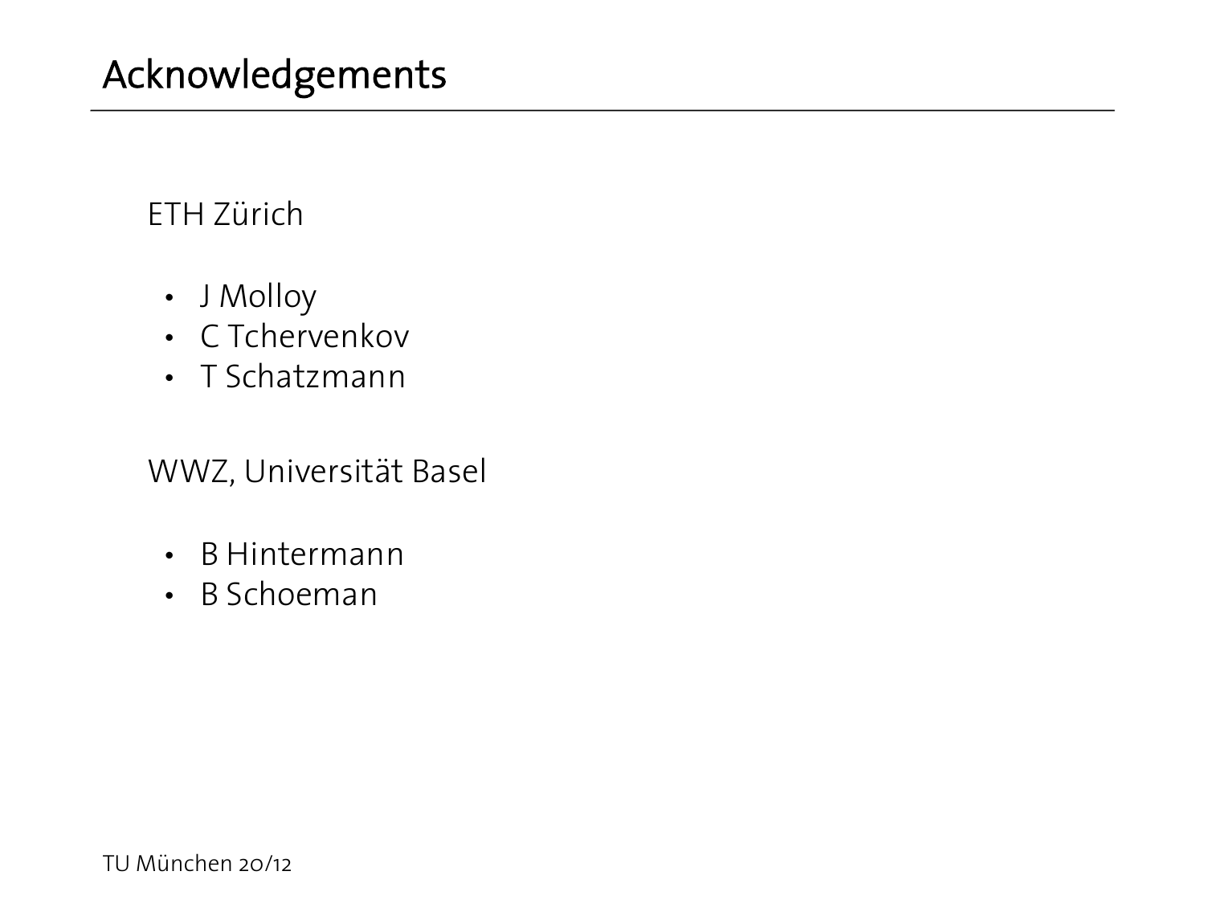# Acknowledgements

ETH Zürich

- J Molloy
- C Tchervenkov
- T Schatzmann

WWZ, Universität Basel

- B Hintermann
- B Schoeman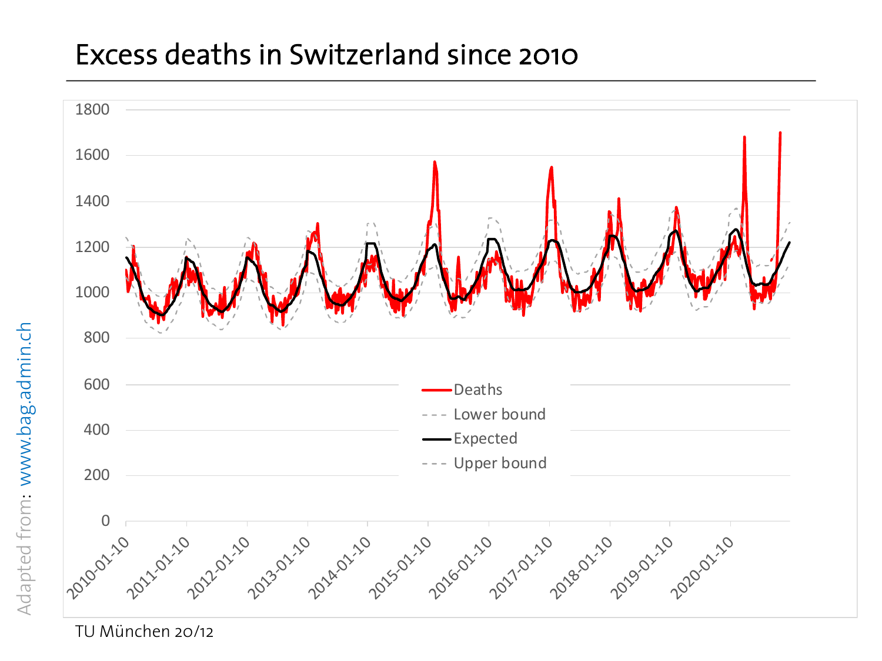# Excess deaths in Switzerland since 2010

Adapted from: www.bag.admin.ch

TU München 20/12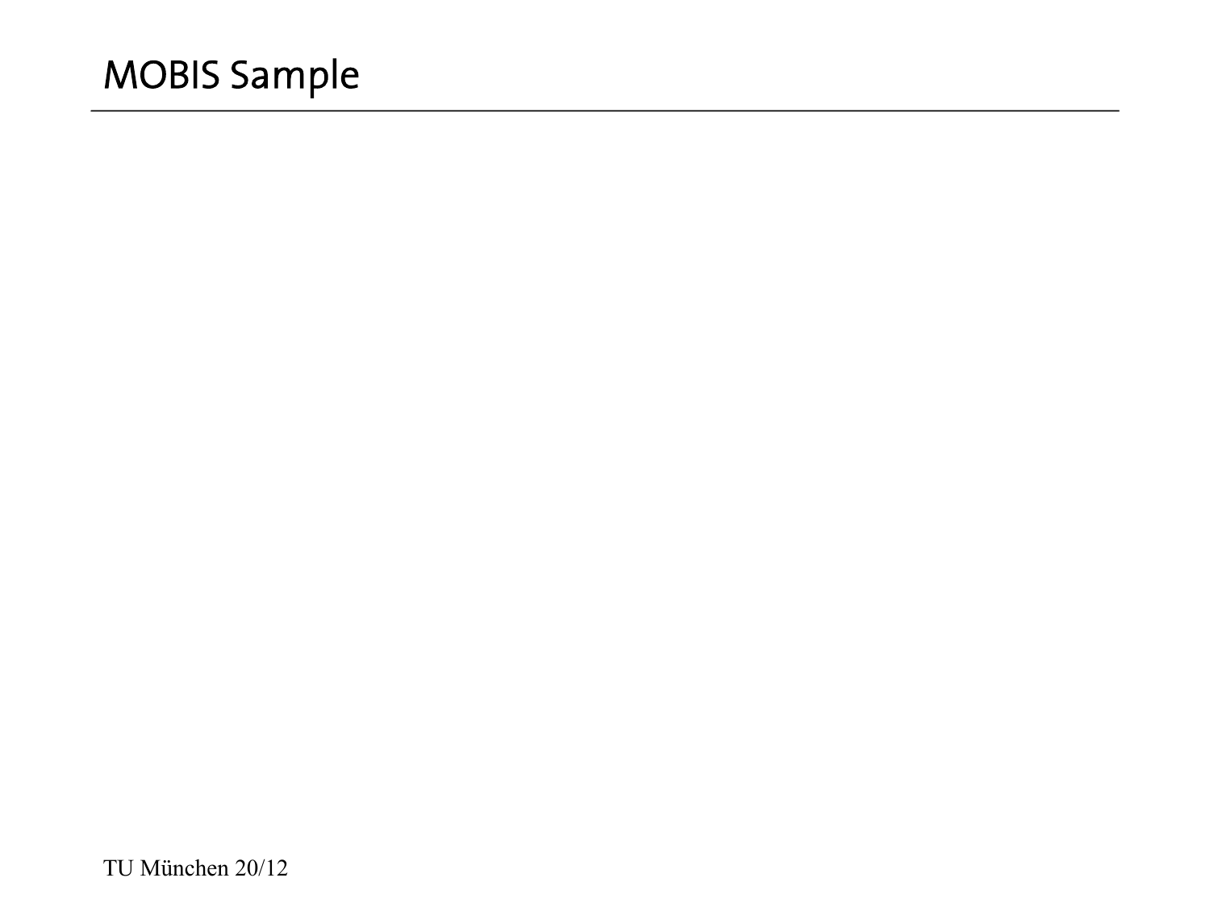# MOBIS Sample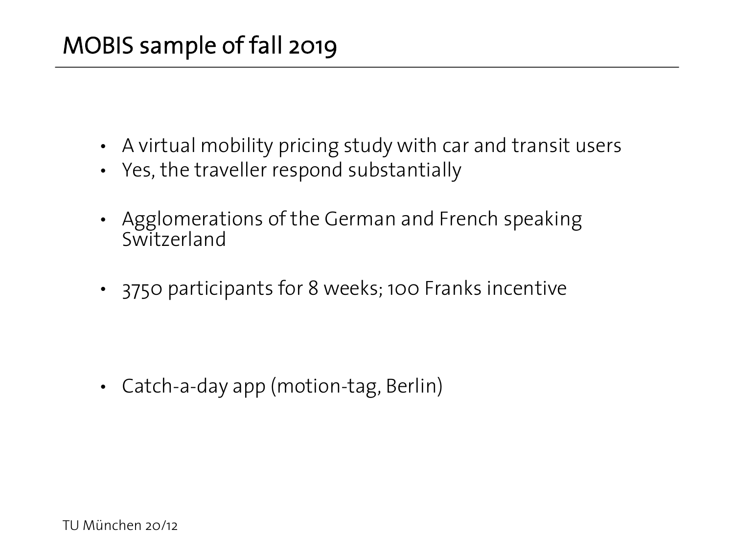# MOBIS sample of fall 2019

- A virtual mobility pricing study with car and transit users
- Yes, the traveller respond substantially
- Agglomerations of the German and French speaking Switzerland
- 3750 participants for 8 weeks; 100 Franks incentive
- Catch-a-day app (motion-tag, Berlin)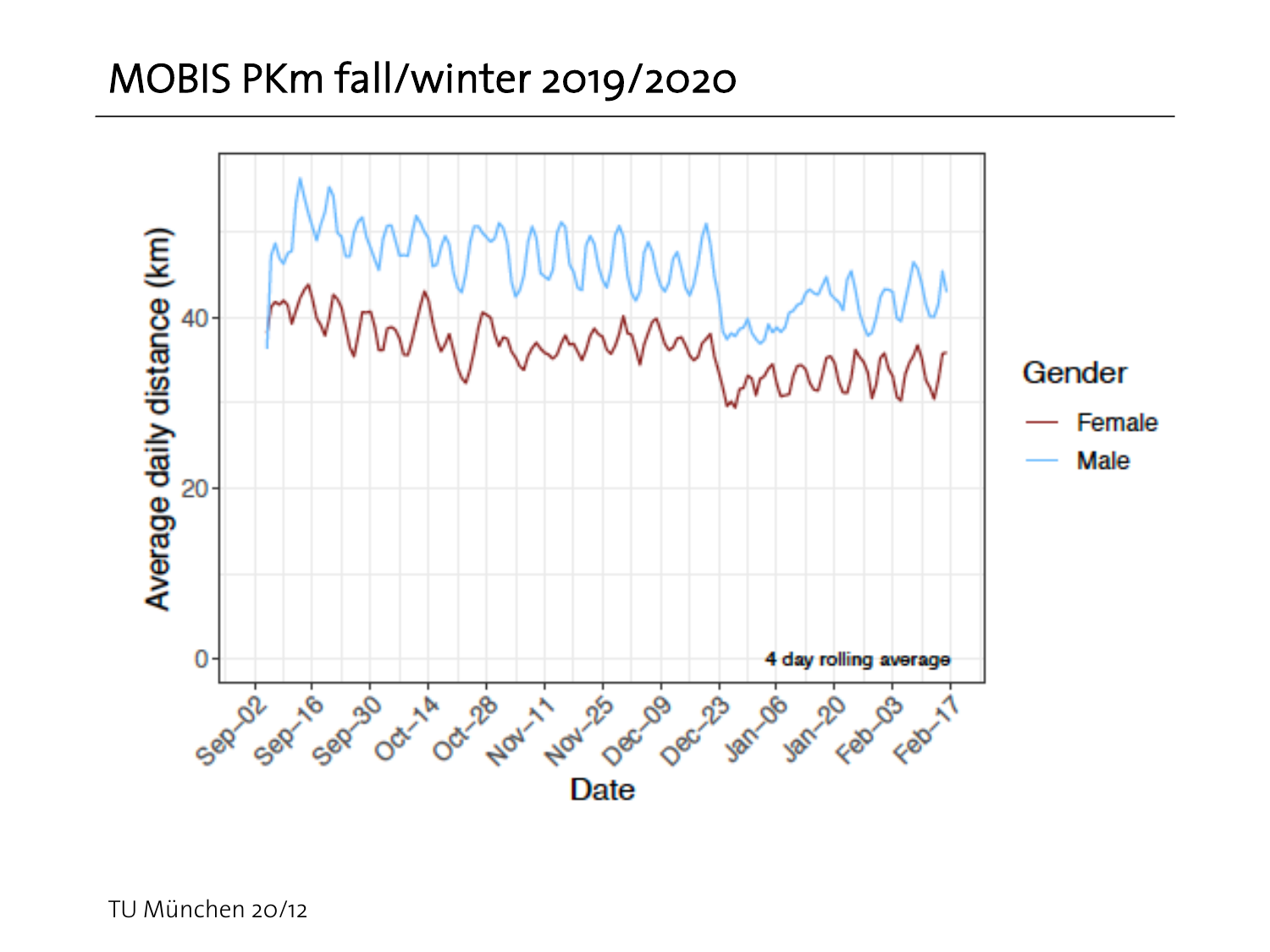# MOBIS PKm fall/winter 2019/2020

TU München 20/12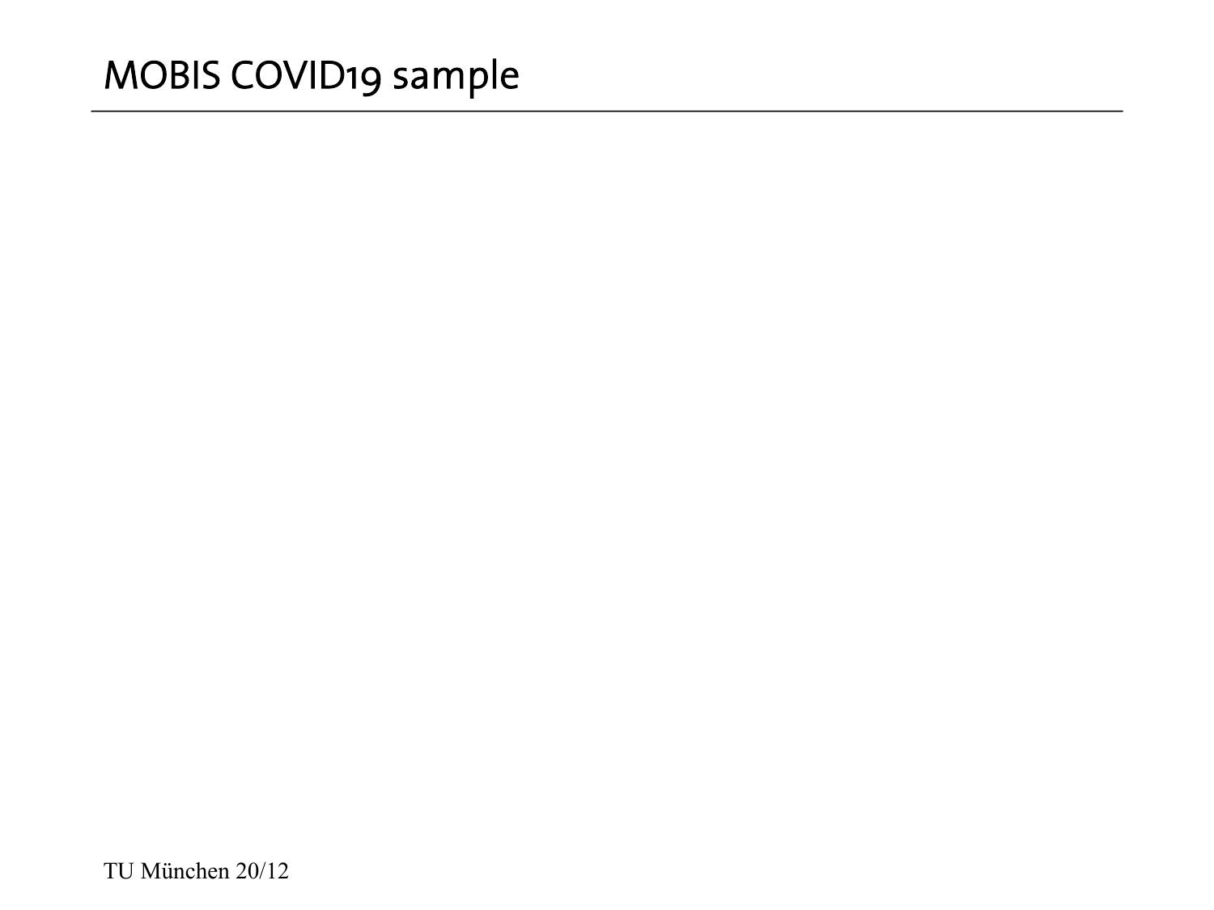# MOBIS COVID19 sample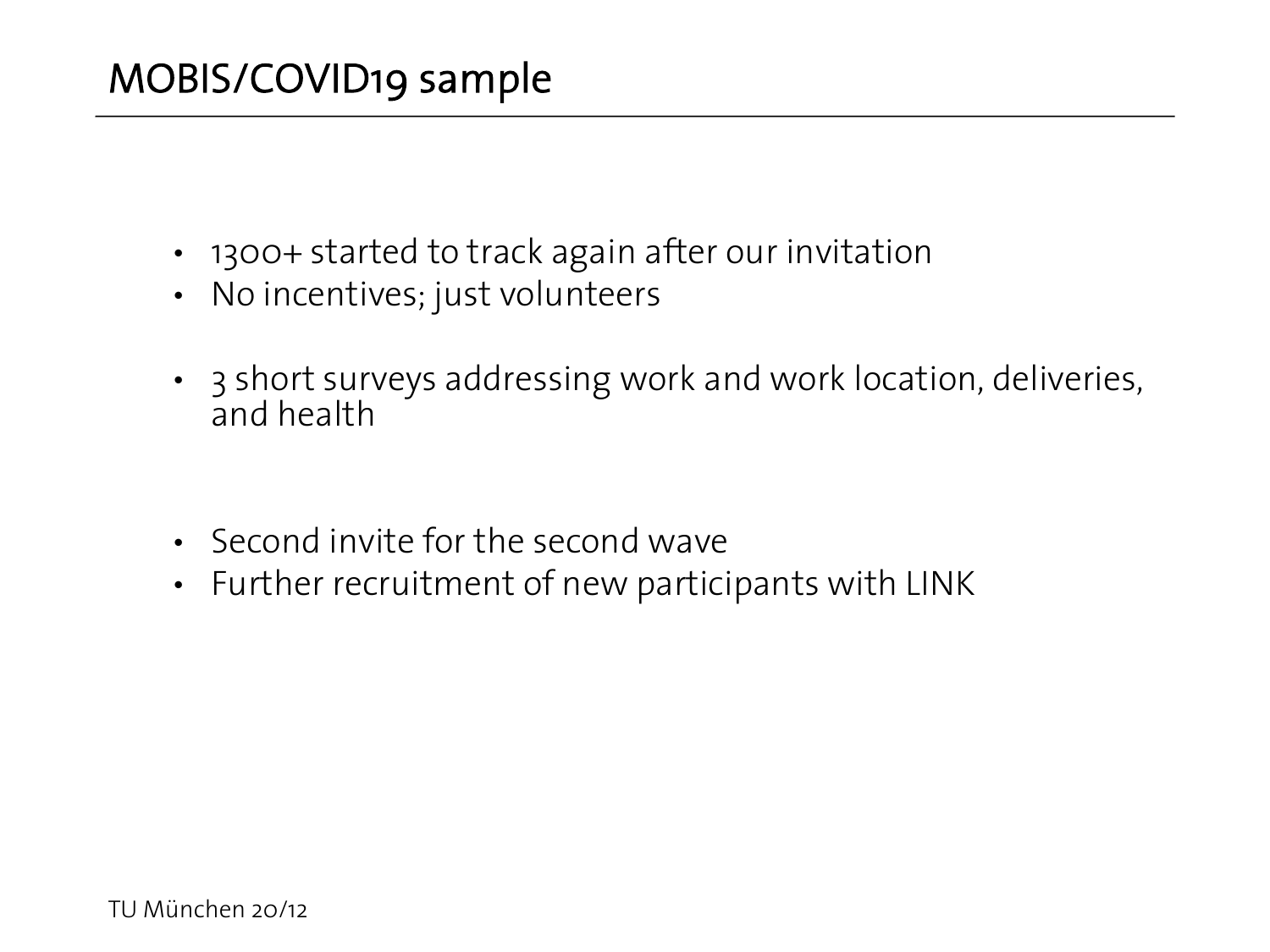# MOBIS/COVID19 sample

- 1300+ started to track again after our invitation
- No incentives; just volunteers

- 3 short surveys addressing work and work location, deliveries, and health

- Second invite for the second wave
- Further recruitment of new participants with LINK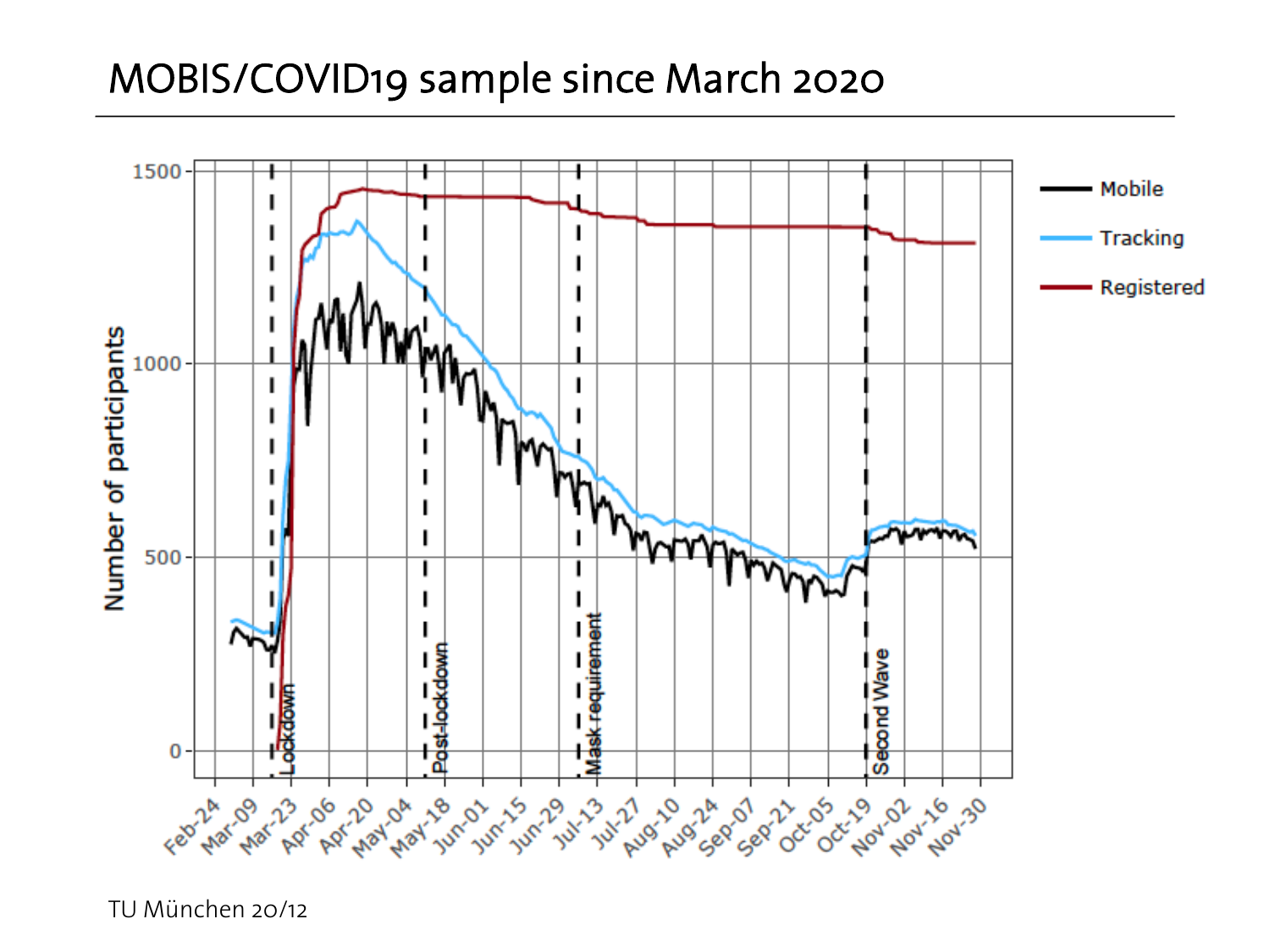# MOBIS/COVID19 sample since March 2020

TU München 20/12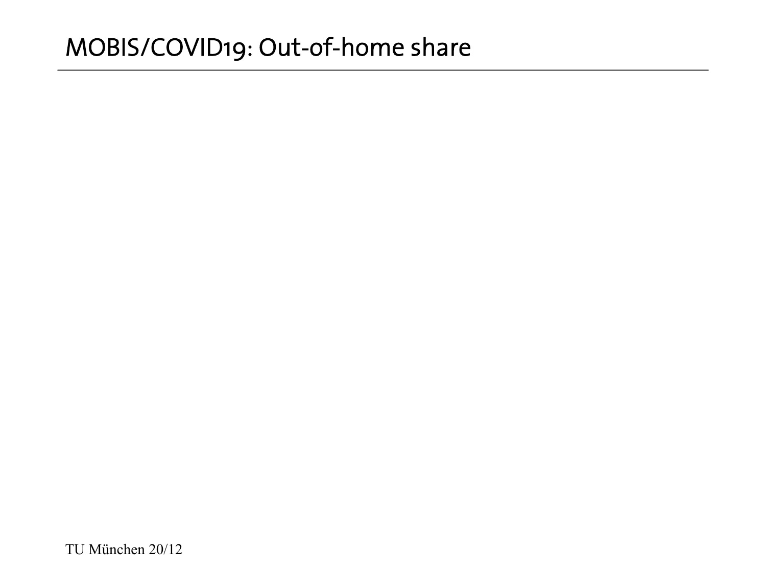# MOBIS/COVID19: Out-of-home share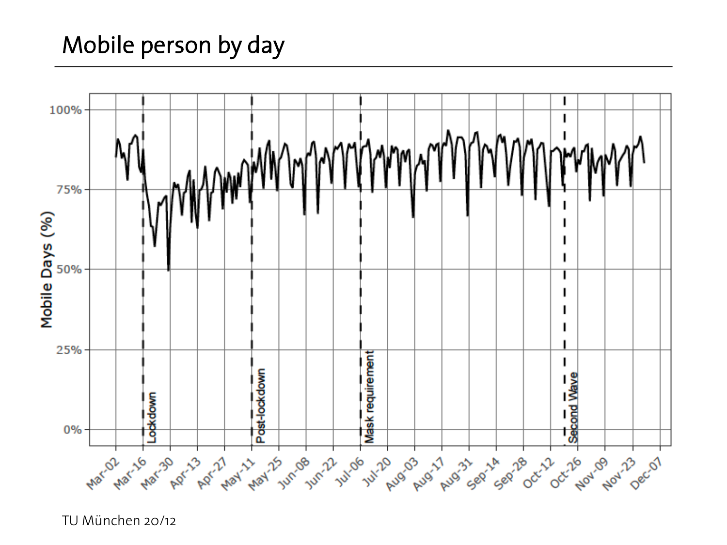# Mobile person by day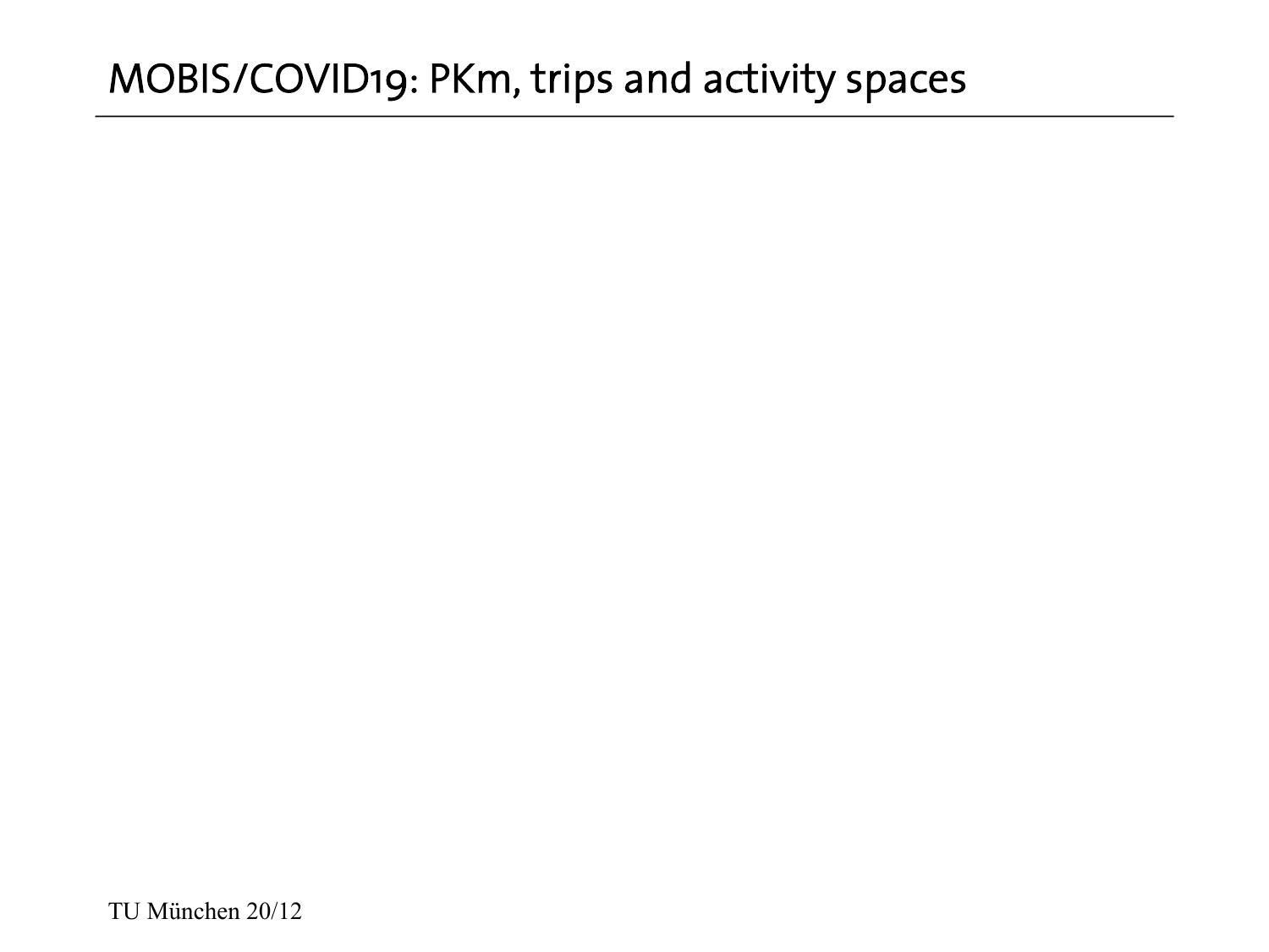# MOBIS/COVID19: PKm, trips and activity spaces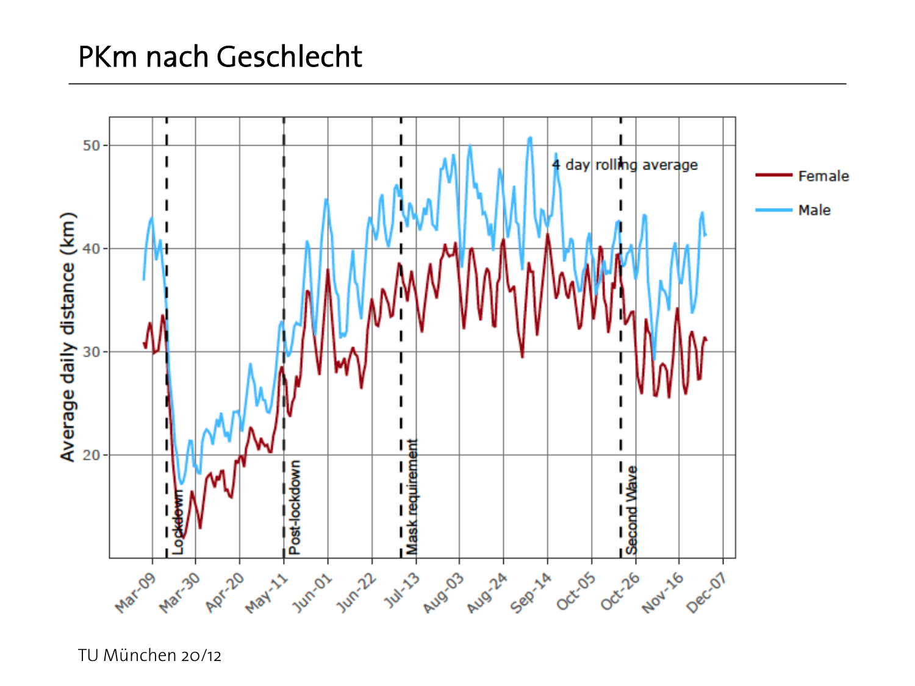# PKm nach Geschlecht

TU München 20/12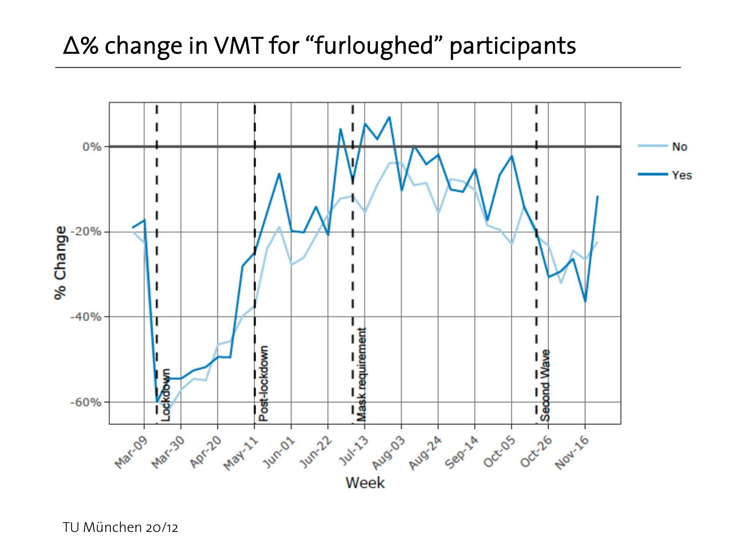# Δ% change in VMT for "furloughed" participants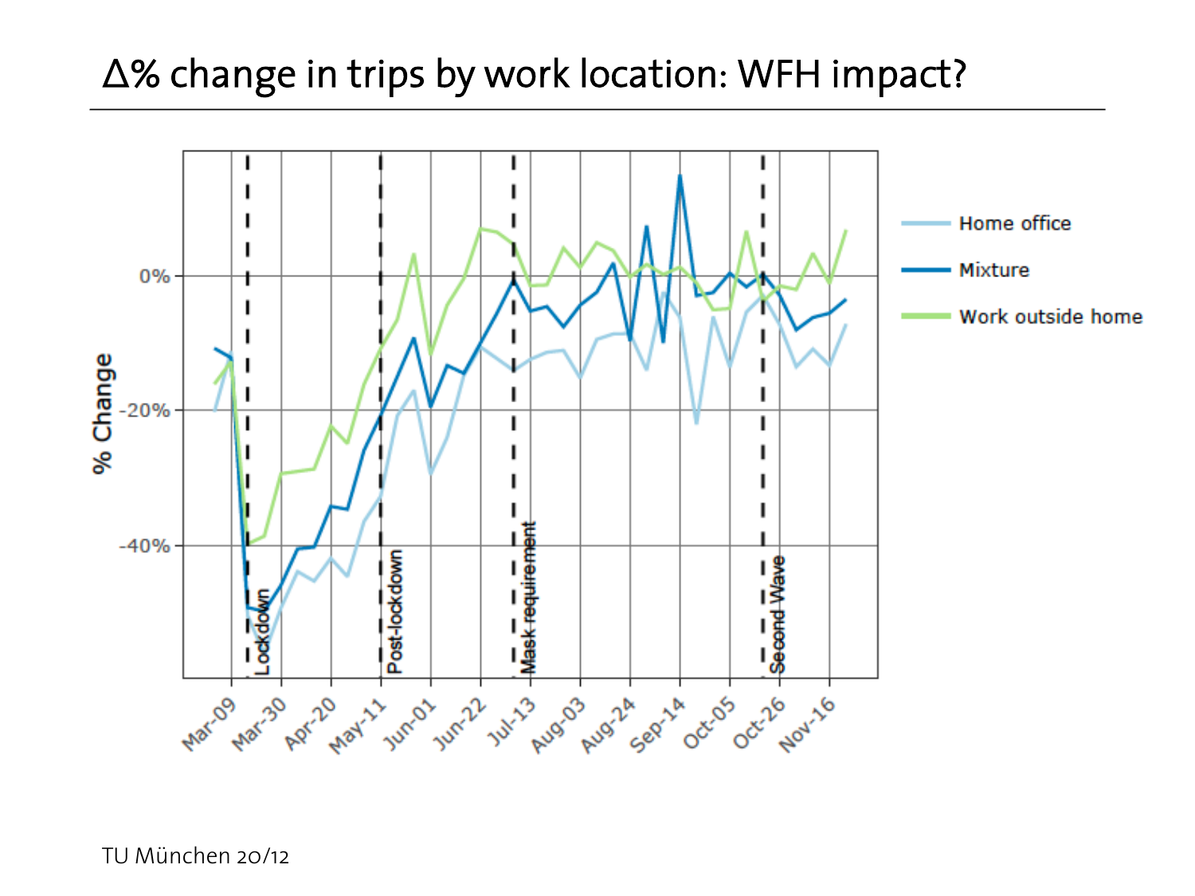# Δ% change in trips by work location: WFH impact?

TU München 20/12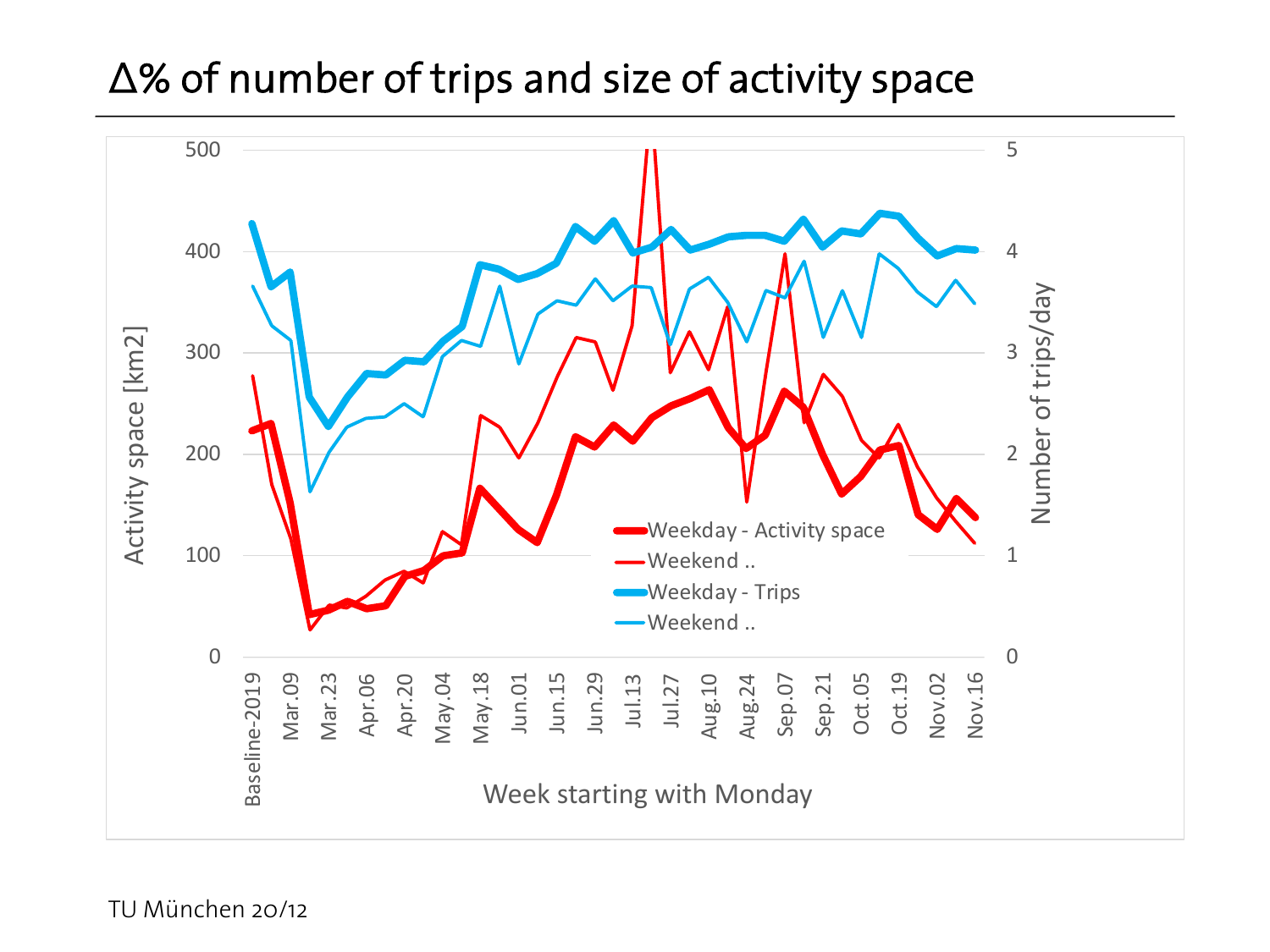# Δ% of number of trips and size of activity space

Activity space [km2]

500
400
300
200
100
0

Number of trips/day

5
4
3
2
1
0

Weekday - Activity space
Weekend ..
Weekday - Trips
Weekend ..

Baseline-2019, Mar.09, Mar.23, Apr.06, Apr.20, May.04, May.18, Jun.01, Jun.15, Jun.29, Jul.13, Jul.27, Aug.10, Aug.24, Sep.07, Sep.21, Oct.05, Oct.19, Nov.02, Nov.16

Week starting with Monday

TU München 20/12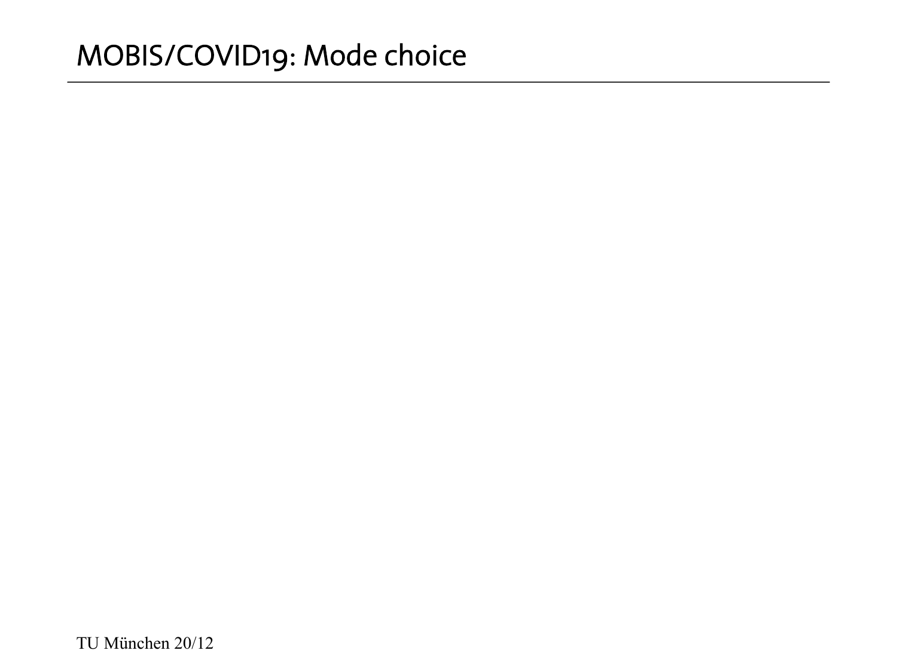# MOBIS/COVID19: Mode choice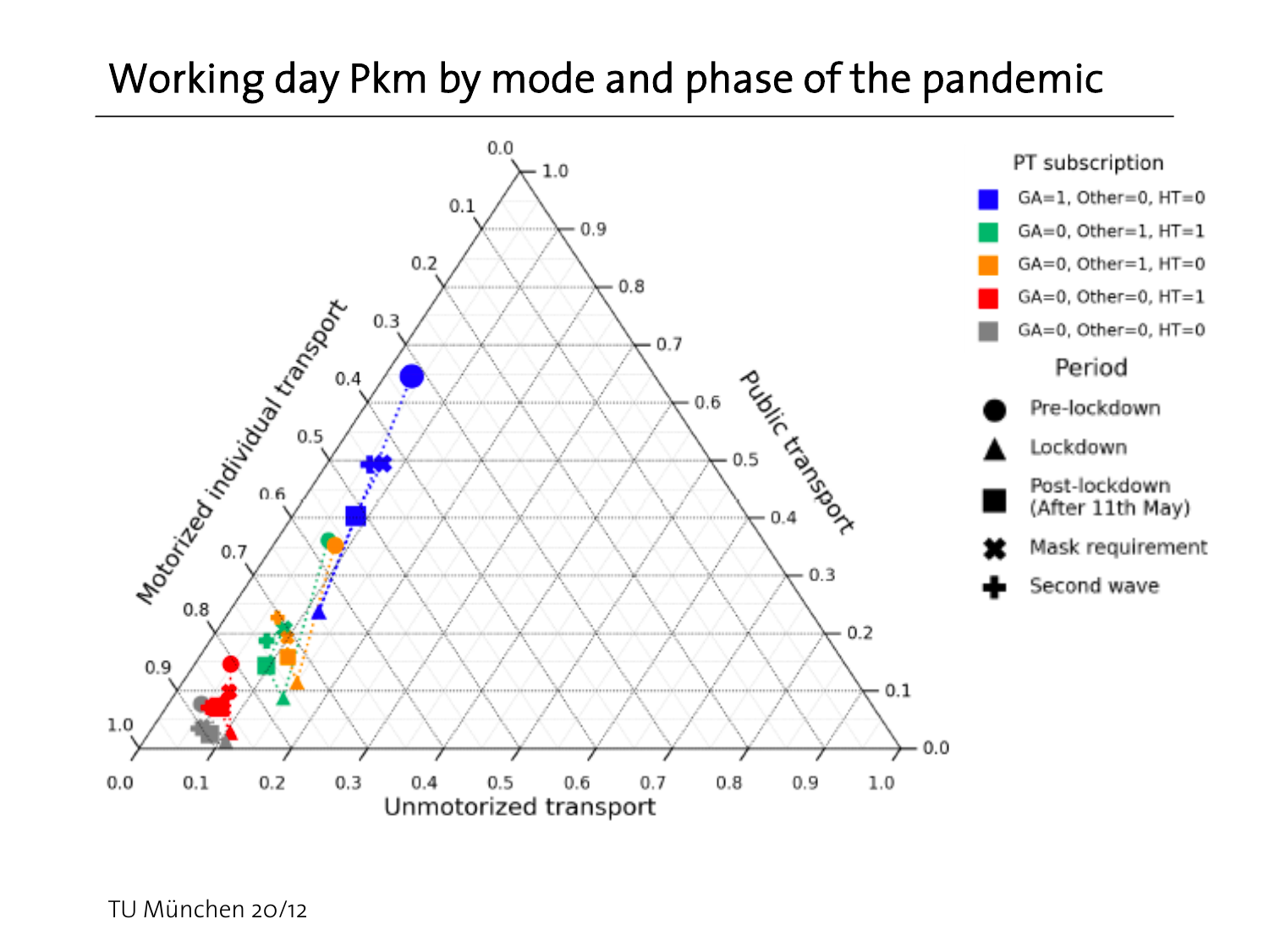# Working day Pkm by mode and phase of the pandemic

Motorized individual transport

Public transport

Unmotorized transport

PT subscription

- GA=1, Other=0, HT=0
- GA=0, Other=1, HT=1
- GA=0, Other=1, HT=0
- GA=0, Other=0, HT=1
- GA=0, Other=0, HT=0

Period

- Pre-lockdown
- Lockdown
- Post-lockdown (After 11th May)
- Mask requirement
- Second wave

TU München 20/12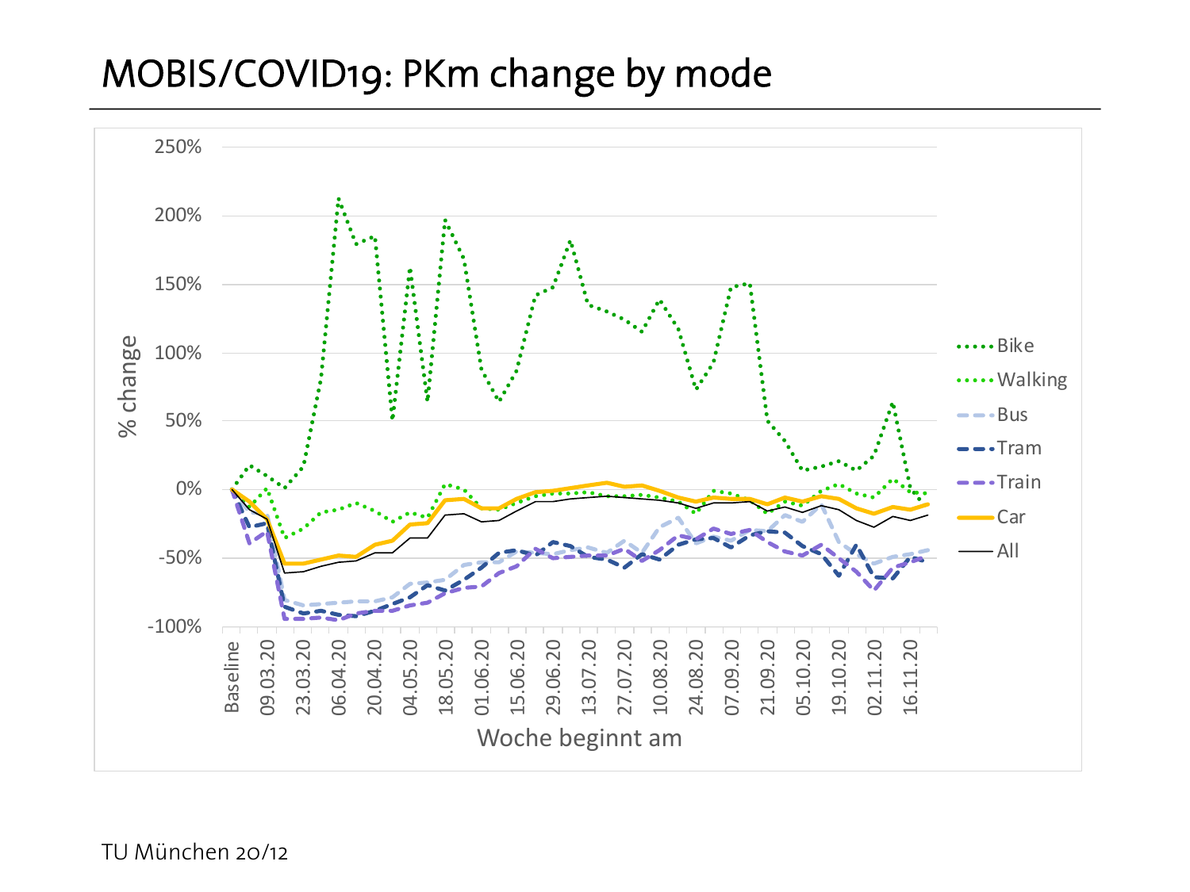# MOBIS/COVID19: PKm change by mode

% change

250%
200%
150%
100%
50%
0%
-50%
-100%

Baseline, 09.03.20, 23.03.20, 06.04.20, 20.04.20, 04.05.20, 18.05.20, 01.06.20, 15.06.20, 29.06.20, 13.07.20, 27.07.20, 10.08.20, 24.08.20, 07.09.20, 21.09.20, 05.10.20, 19.10.20, 02.11.20, 16.11.20

Woche beginnt am

- Bike
- Walking
- Bus
- Tram
- Train
- Car
- All

TU München 20/12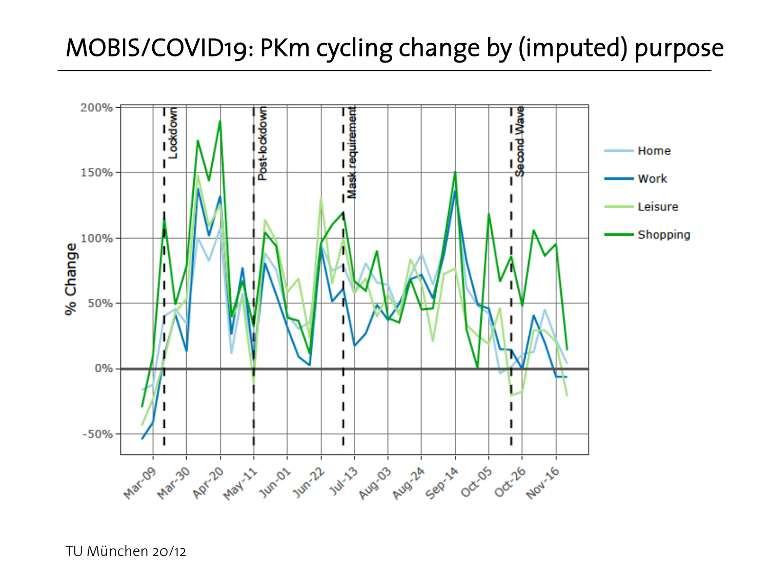# MOBIS/COVID19: PKm cycling change by (imputed) purpose

TU München 20/12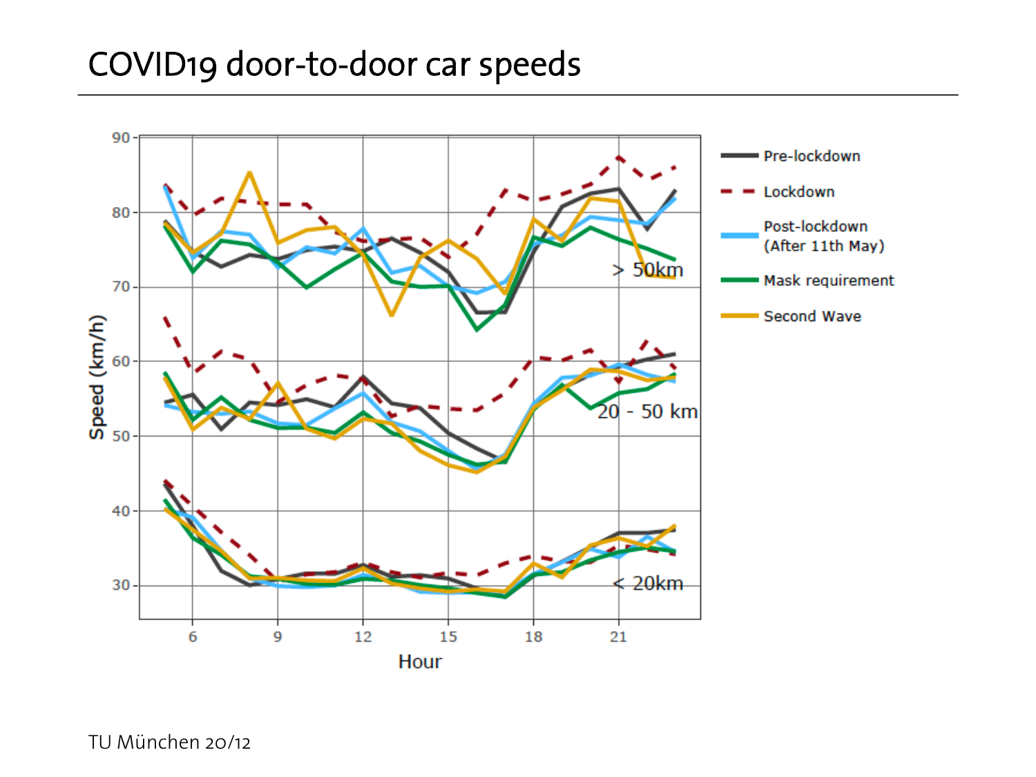# COVID19 door-to-door car speeds

TU München 20/12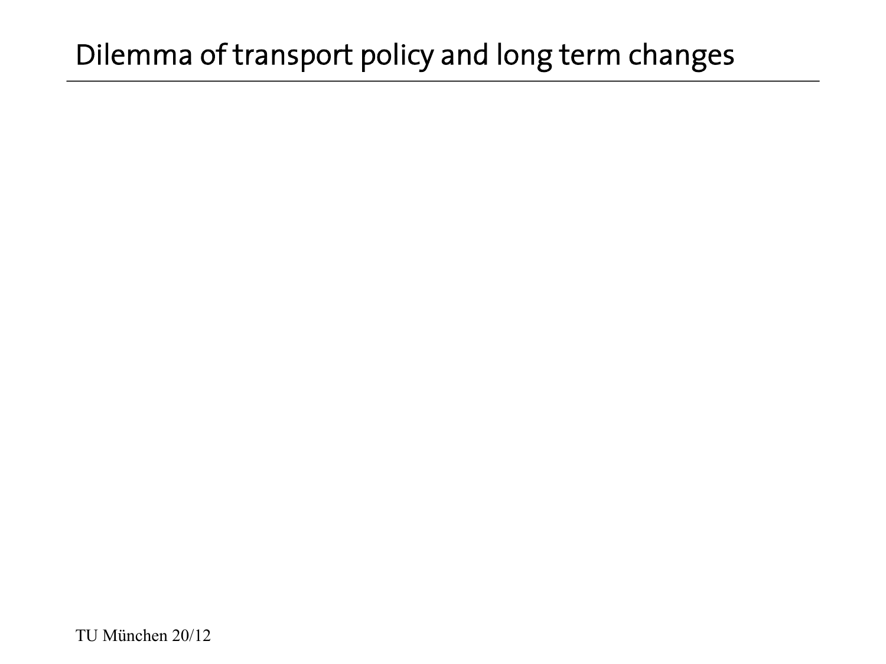# Dilemma of transport policy and long term changes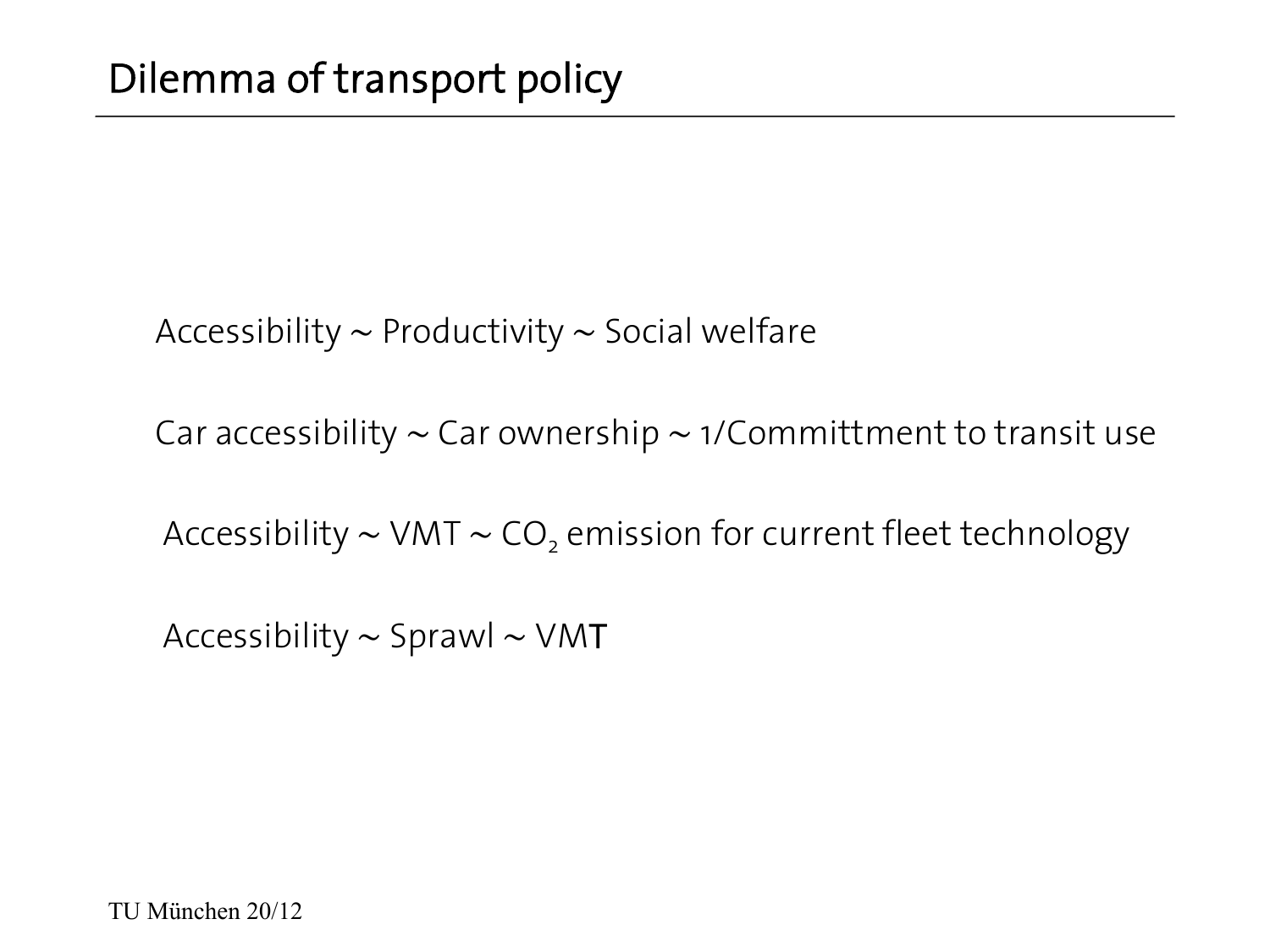# Dilemma of transport policy

Accessibility ~ Productivity ~ Social welfare

Car accessibility ~ Car ownership ~ 1/Committment to transit use

Accessibility ~ VMT ~ $CO_2$ emission for current fleet technology

Accessibility ~ Sprawl ~ VMT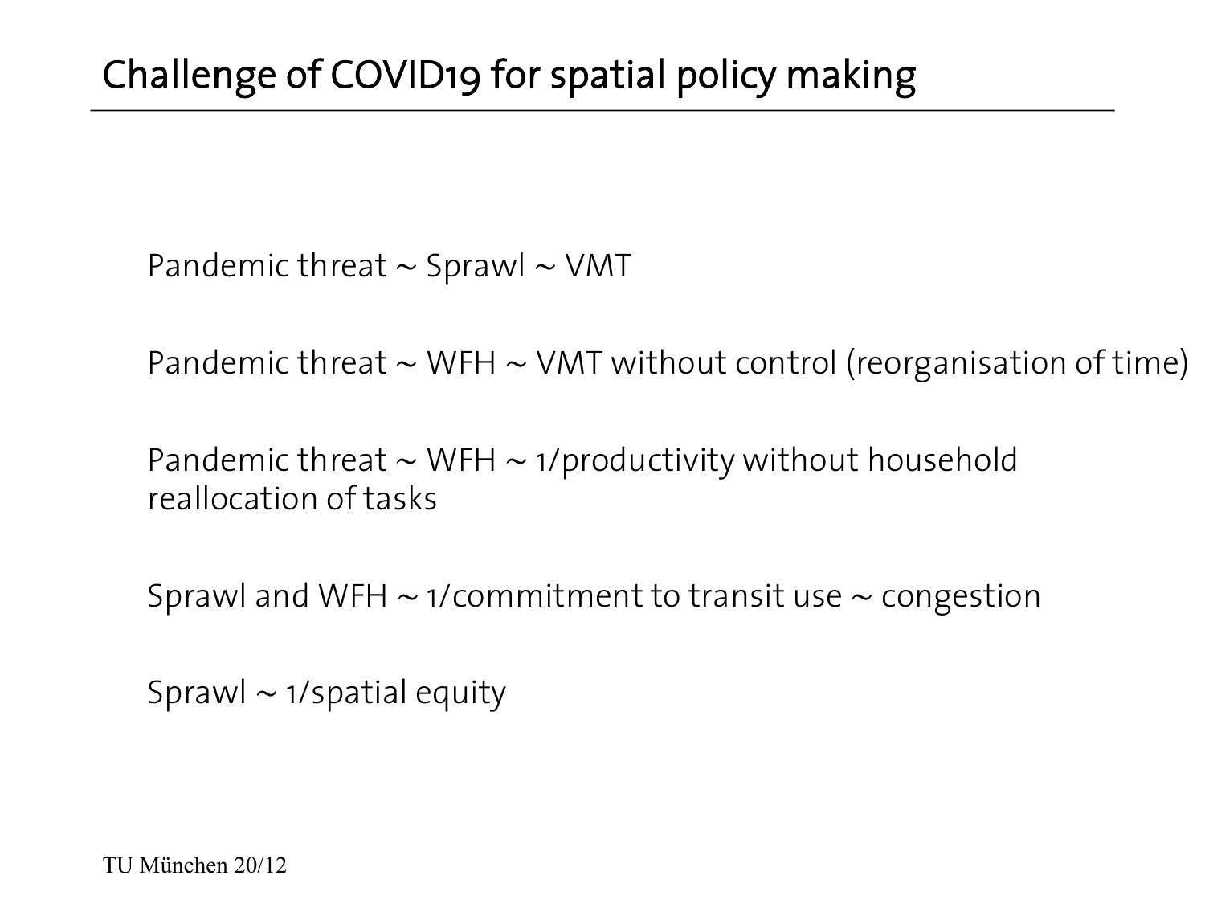# Challenge of COVID19 for spatial policy making

Pandemic threat ~ Sprawl ~ VMT

Pandemic threat ~ WFH ~ VMT without control (reorganisation of time)

Pandemic threat ~ WFH ~ 1/productivity without household reallocation of tasks

Sprawl and WFH ~ 1/commitment to transit use ~ congestion

Sprawl ~ 1/spatial equity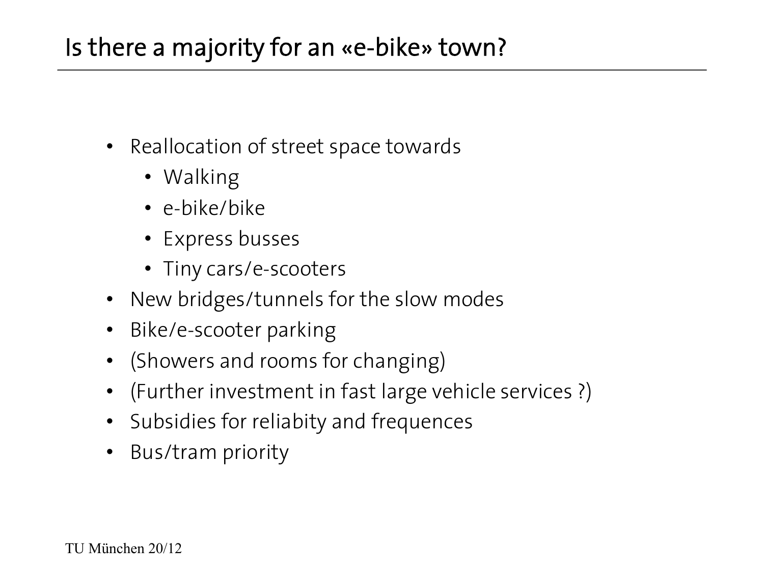# Is there a majority for an «e-bike» town?

- Reallocation of street space towards
  - Walking
  - e-bike/bike
  - Express busses
  - Tiny cars/e-scooters
- New bridges/tunnels for the slow modes
- Bike/e-scooter parking
- (Showers and rooms for changing)
- (Further investment in fast large vehicle services ?)
- Subsidies for reliabity and frequences
- Bus/tram priority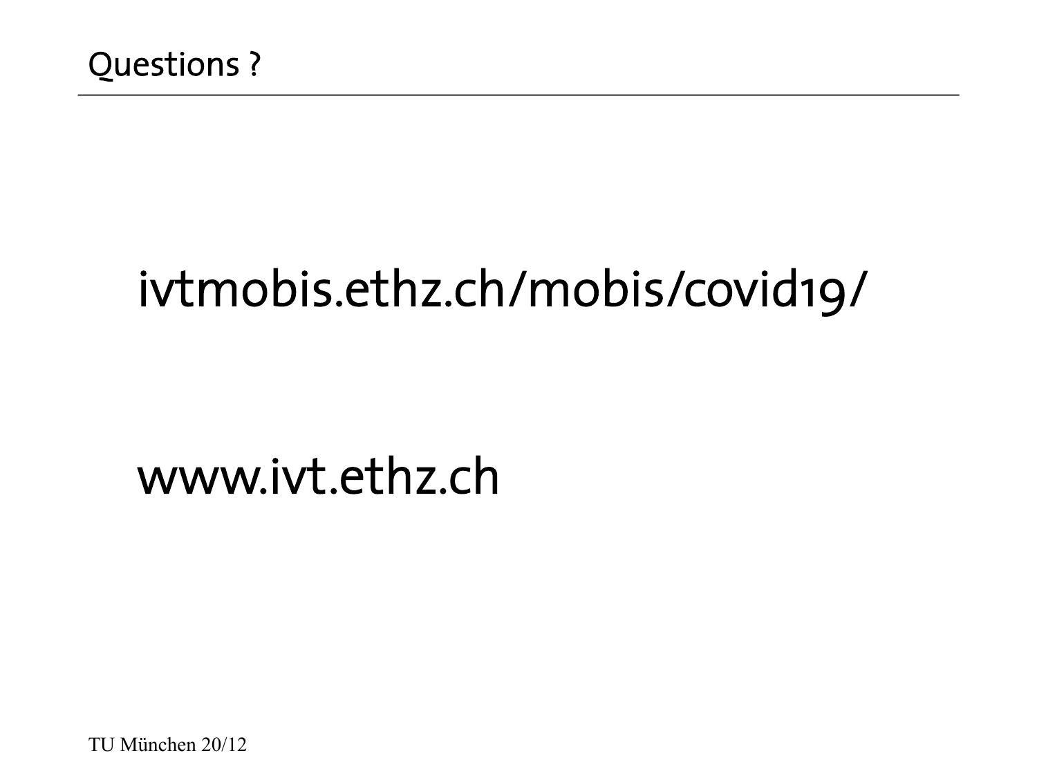# Questions ?

ivtmobis.ethz.ch/mobis/covid19/

www.ivt.ethz.ch